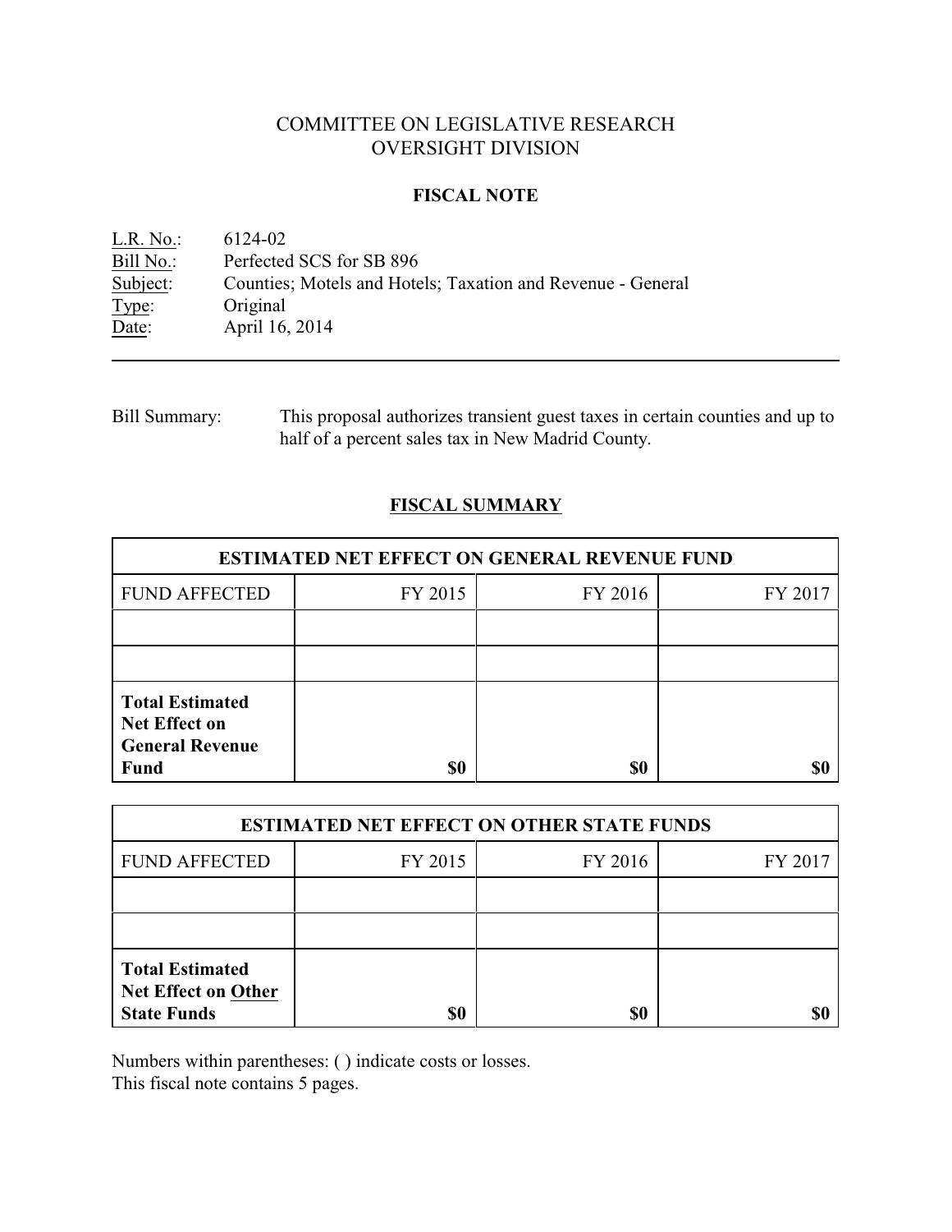# COMMITTEE ON LEGISLATIVE RESEARCH
# OVERSIGHT DIVISION

## FISCAL NOTE

L.R. No.: 6124-02
Bill No.: Perfected SCS for SB 896
Subject: Counties; Motels and Hotels; Taxation and Revenue - General
Type: Original
Date: April 16, 2014

---

Bill Summary: This proposal authorizes transient guest taxes in certain counties and up to half of a percent sales tax in New Madrid County.

## FISCAL SUMMARY

| ESTIMATED NET EFFECT ON GENERAL REVENUE FUND | | | |
|---|---|---|---|
| FUND AFFECTED | FY 2015 | FY 2016 | FY 2017 |
| | | | |
| | | | |
| **Total Estimated Net Effect on General Revenue Fund** | **$0** | **$0** | **$0** |

| ESTIMATED NET EFFECT ON OTHER STATE FUNDS | | | |
|---|---|---|---|
| FUND AFFECTED | FY 2015 | FY 2016 | FY 2017 |
| | | | |
| | | | |
| **Total Estimated Net Effect on Other State Funds** | **$0** | **$0** | **$0** |

Numbers within parentheses: ( ) indicate costs or losses.
This fiscal note contains 5 pages.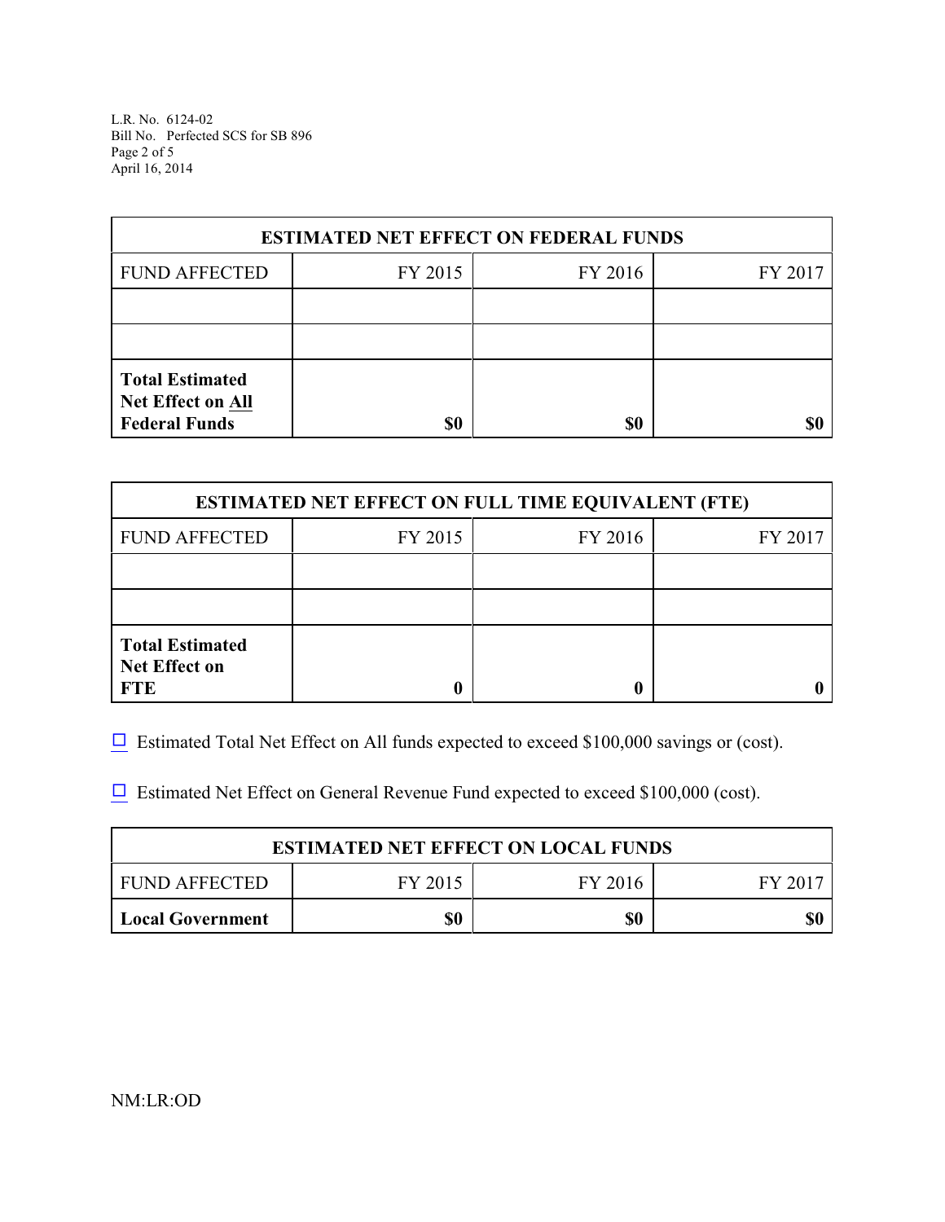| ESTIMATED NET EFFECT ON FEDERAL FUNDS | | | |
|---|---|---|---|
| FUND AFFECTED | FY 2015 | FY 2016 | FY 2017 |
| | | | |
| | | | |
| **Total Estimated Net Effect on All Federal Funds** | **$0** | **$0** | **$0** |

| ESTIMATED NET EFFECT ON FULL TIME EQUIVALENT (FTE) | | | |
|---|---|---|---|
| FUND AFFECTED | FY 2015 | FY 2016 | FY 2017 |
| | | | |
| | | | |
| **Total Estimated Net Effect on FTE** | **0** | **0** | **0** |

☐ Estimated Total Net Effect on All funds expected to exceed $100,000 savings or (cost).

☐ Estimated Net Effect on General Revenue Fund expected to exceed $100,000 (cost).

| ESTIMATED NET EFFECT ON LOCAL FUNDS | | | |
|---|---|---|---|
| FUND AFFECTED | FY 2015 | FY 2016 | FY 2017 |
| **Local Government** | **$0** | **$0** | **$0** |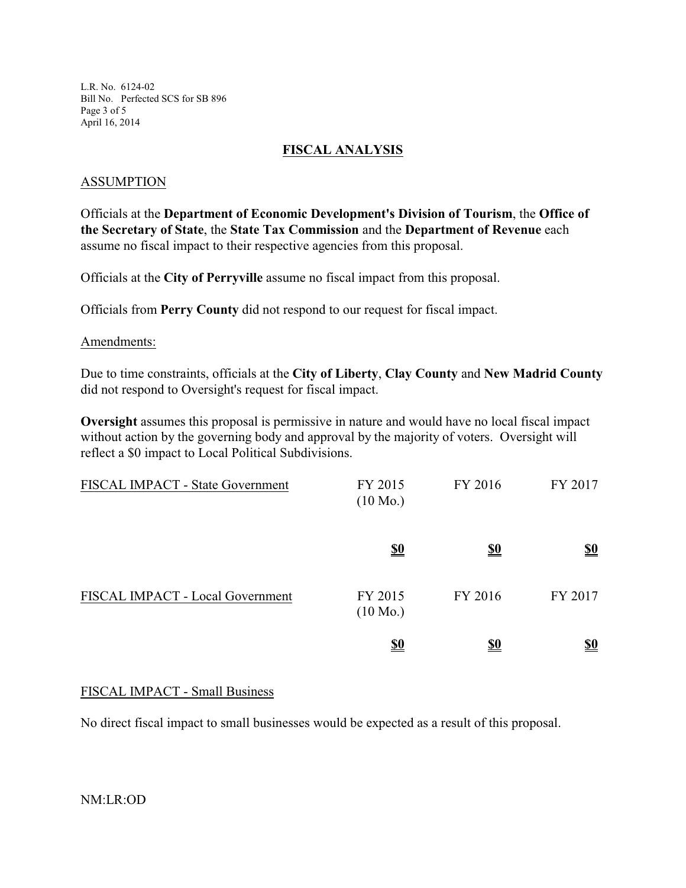## FISCAL ANALYSIS

### ASSUMPTION

Officials at the **Department of Economic Development's Division of Tourism**, the **Office of the Secretary of State**, the **State Tax Commission** and the **Department of Revenue** each assume no fiscal impact to their respective agencies from this proposal.

Officials at the **City of Perryville** assume no fiscal impact from this proposal.

Officials from **Perry County** did not respond to our request for fiscal impact.

Amendments:

Due to time constraints, officials at the **City of Liberty**, **Clay County** and **New Madrid County** did not respond to Oversight's request for fiscal impact.

**Oversight** assumes this proposal is permissive in nature and would have no local fiscal impact without action by the governing body and approval by the majority of voters. Oversight will reflect a $0 impact to Local Political Subdivisions.

| FISCAL IMPACT - State Government | FY 2015 (10 Mo.) | FY 2016 | FY 2017 |
|---|---|---|---|
| | **$0** | **$0** | **$0** |

| FISCAL IMPACT - Local Government | FY 2015 (10 Mo.) | FY 2016 | FY 2017 |
|---|---|---|---|
| | **$0** | **$0** | **$0** |

### FISCAL IMPACT - Small Business

No direct fiscal impact to small businesses would be expected as a result of this proposal.

NM:LR:OD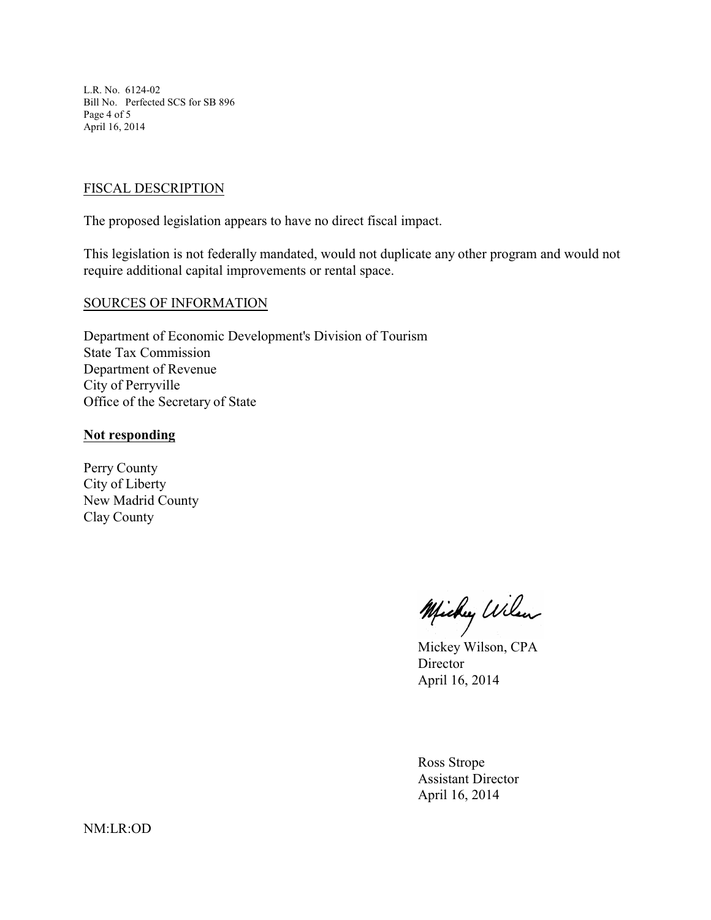FISCAL DESCRIPTION

The proposed legislation appears to have no direct fiscal impact.

This legislation is not federally mandated, would not duplicate any other program and would not require additional capital improvements or rental space.

SOURCES OF INFORMATION

Department of Economic Development's Division of Tourism
State Tax Commission
Department of Revenue
City of Perryville
Office of the Secretary of State

**Not responding**

Perry County
City of Liberty
New Madrid County
Clay County

Mickey Wilson, CPA
Director
April 16, 2014

Ross Strope
Assistant Director
April 16, 2014

NM:LR:OD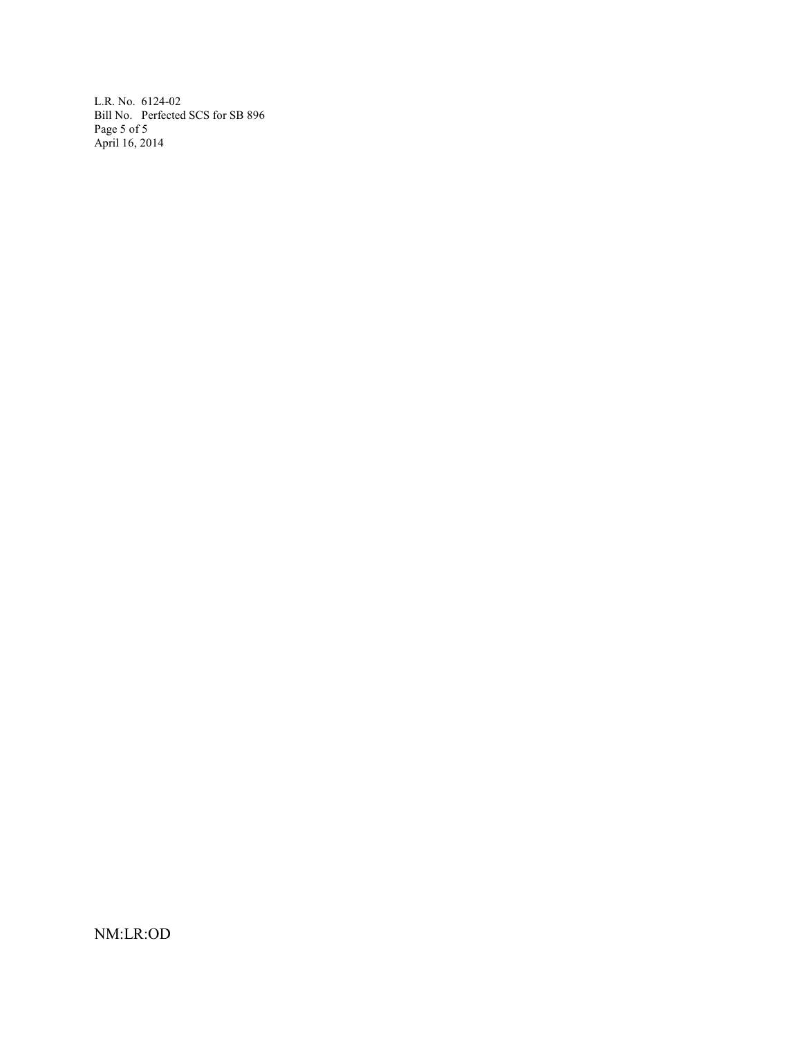NM:LR:OD